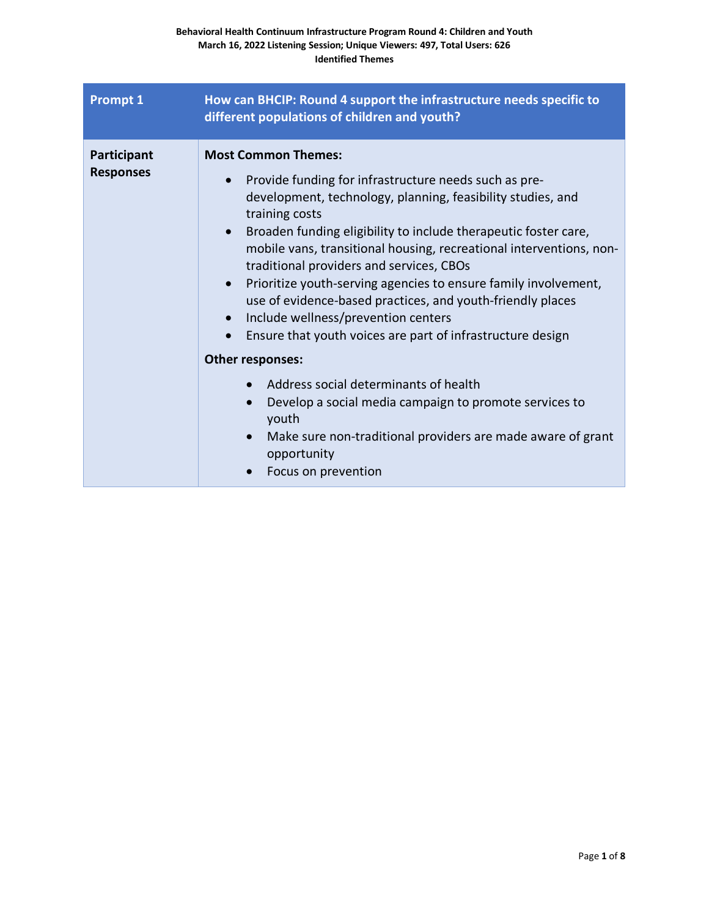**Behavioral Health Continuum Infrastructure Program Round 4: Children and Youth**
**March 16, 2022 Listening Session; Unique Viewers: 497, Total Users: 626**
**Identified Themes**

| **Prompt 1** | **How can BHCIP: Round 4 support the infrastructure needs specific to different populations of children and youth?** |
| --- | --- |
| **Participant Responses** | **Most Common Themes:**<br>• Provide funding for infrastructure needs such as pre-development, technology, planning, feasibility studies, and training costs<br>• Broaden funding eligibility to include therapeutic foster care, mobile vans, transitional housing, recreational interventions, non-traditional providers and services, CBOs<br>• Prioritize youth-serving agencies to ensure family involvement, use of evidence-based practices, and youth-friendly places<br>• Include wellness/prevention centers<br>• Ensure that youth voices are part of infrastructure design<br><br>**Other responses:**<br>• Address social determinants of health<br>• Develop a social media campaign to promote services to youth<br>• Make sure non-traditional providers are made aware of grant opportunity<br>• Focus on prevention |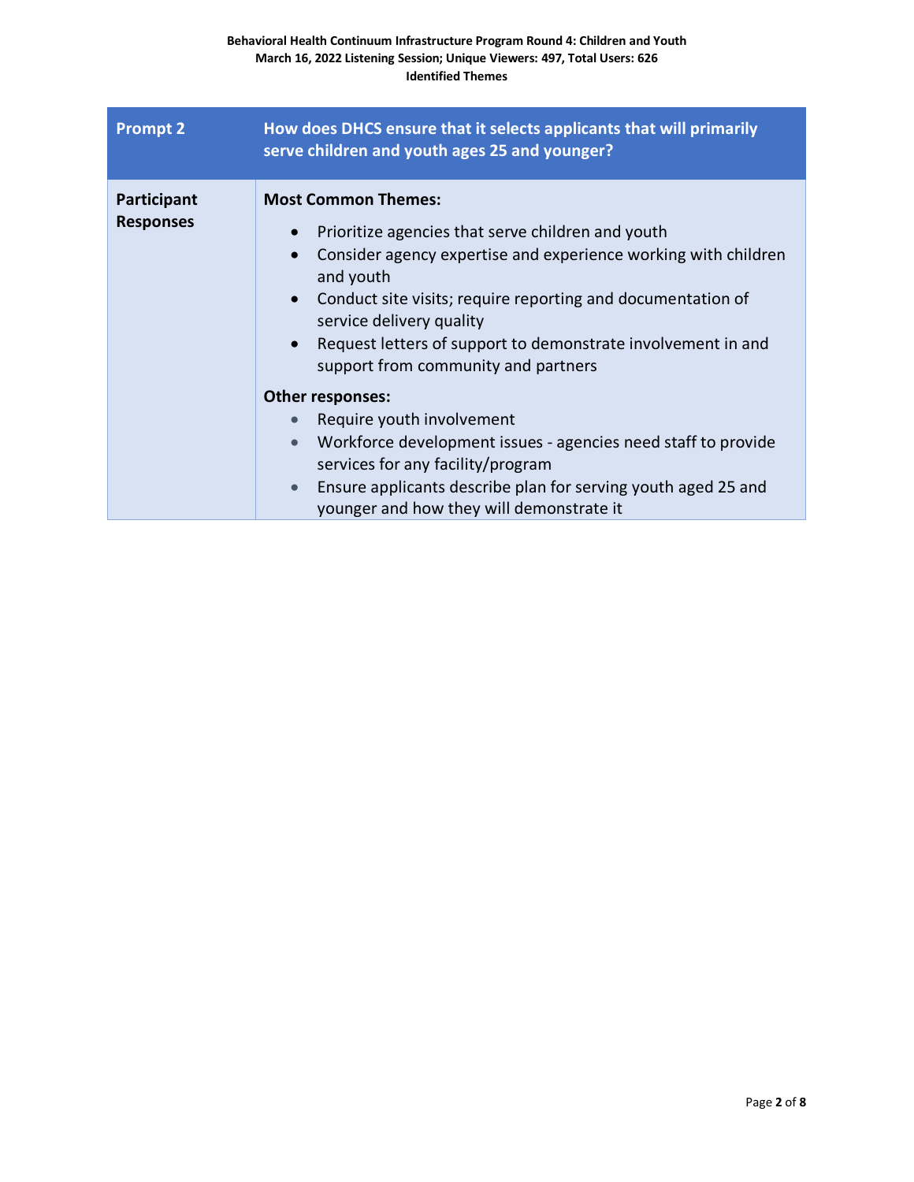| Prompt 2 | How does DHCS ensure that it selects applicants that will primarily serve children and youth ages 25 and younger? |
|---|---|
| **Participant Responses** | **Most Common Themes:**<br>• Prioritize agencies that serve children and youth<br>• Consider agency expertise and experience working with children and youth<br>• Conduct site visits; require reporting and documentation of service delivery quality<br>• Request letters of support to demonstrate involvement in and support from community and partners<br><br>**Other responses:**<br>• Require youth involvement<br>• Workforce development issues - agencies need staff to provide services for any facility/program<br>• Ensure applicants describe plan for serving youth aged 25 and younger and how they will demonstrate it |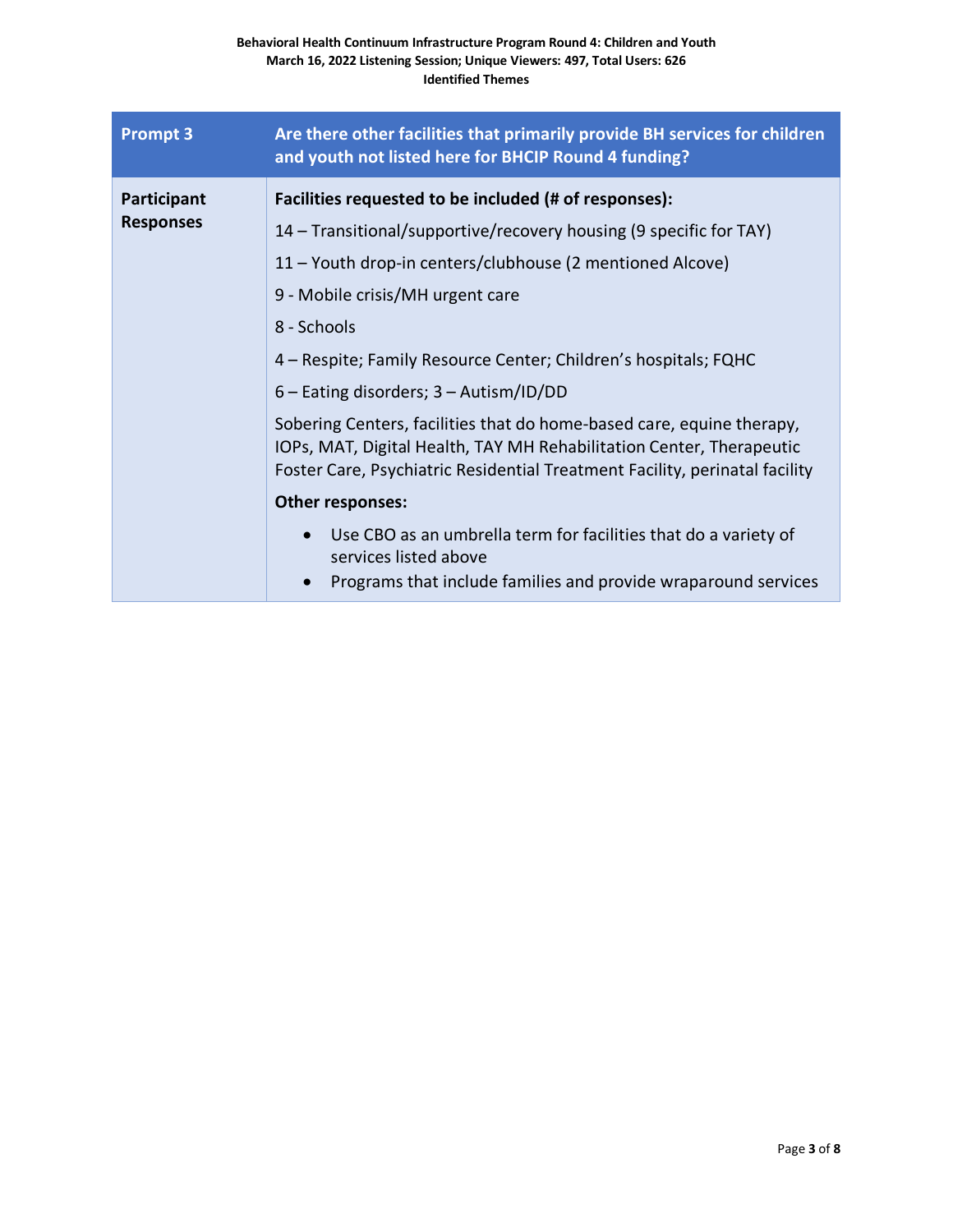| Prompt 3 | Are there other facilities that primarily provide BH services for children and youth not listed here for BHCIP Round 4 funding? |
|---|---|
| **Participant Responses** | **Facilities requested to be included (# of responses):**<br>14 – Transitional/supportive/recovery housing (9 specific for TAY)<br>11 – Youth drop-in centers/clubhouse (2 mentioned Alcove)<br>9 - Mobile crisis/MH urgent care<br>8 - Schools<br>4 – Respite; Family Resource Center; Children's hospitals; FQHC<br>6 – Eating disorders; 3 – Autism/ID/DD<br>Sobering Centers, facilities that do home-based care, equine therapy, IOPs, MAT, Digital Health, TAY MH Rehabilitation Center, Therapeutic Foster Care, Psychiatric Residential Treatment Facility, perinatal facility<br>**Other responses:**<br>• Use CBO as an umbrella term for facilities that do a variety of services listed above<br>• Programs that include families and provide wraparound services |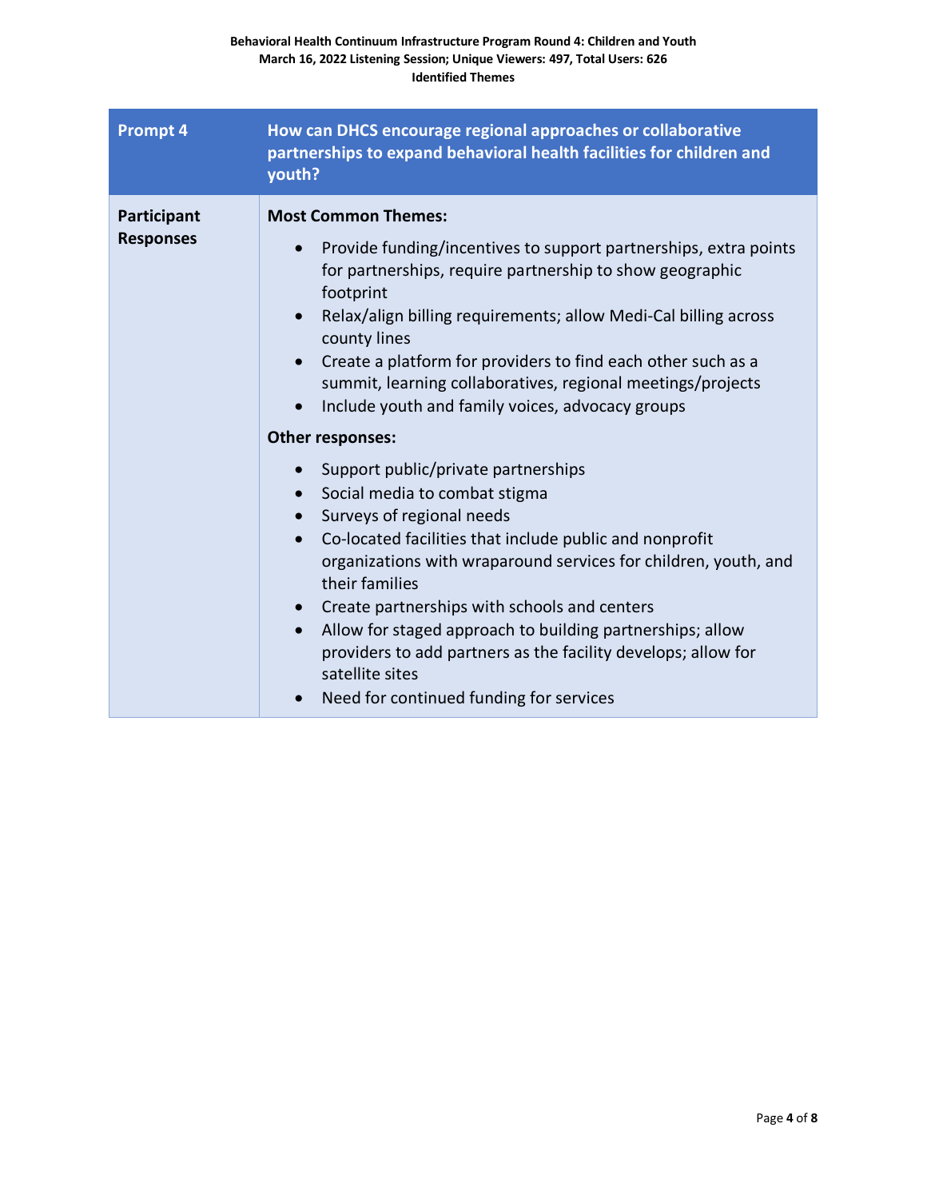**Behavioral Health Continuum Infrastructure Program Round 4: Children and Youth**
**March 16, 2022 Listening Session; Unique Viewers: 497, Total Users: 626**
**Identified Themes**

| **Prompt 4** | **How can DHCS encourage regional approaches or collaborative partnerships to expand behavioral health facilities for children and youth?** |
|---|---|
| **Participant Responses** | **Most Common Themes:**<br>• Provide funding/incentives to support partnerships, extra points for partnerships, require partnership to show geographic footprint<br>• Relax/align billing requirements; allow Medi-Cal billing across county lines<br>• Create a platform for providers to find each other such as a summit, learning collaboratives, regional meetings/projects<br>• Include youth and family voices, advocacy groups<br><br>**Other responses:**<br>• Support public/private partnerships<br>• Social media to combat stigma<br>• Surveys of regional needs<br>• Co-located facilities that include public and nonprofit organizations with wraparound services for children, youth, and their families<br>• Create partnerships with schools and centers<br>• Allow for staged approach to building partnerships; allow providers to add partners as the facility develops; allow for satellite sites<br>• Need for continued funding for services |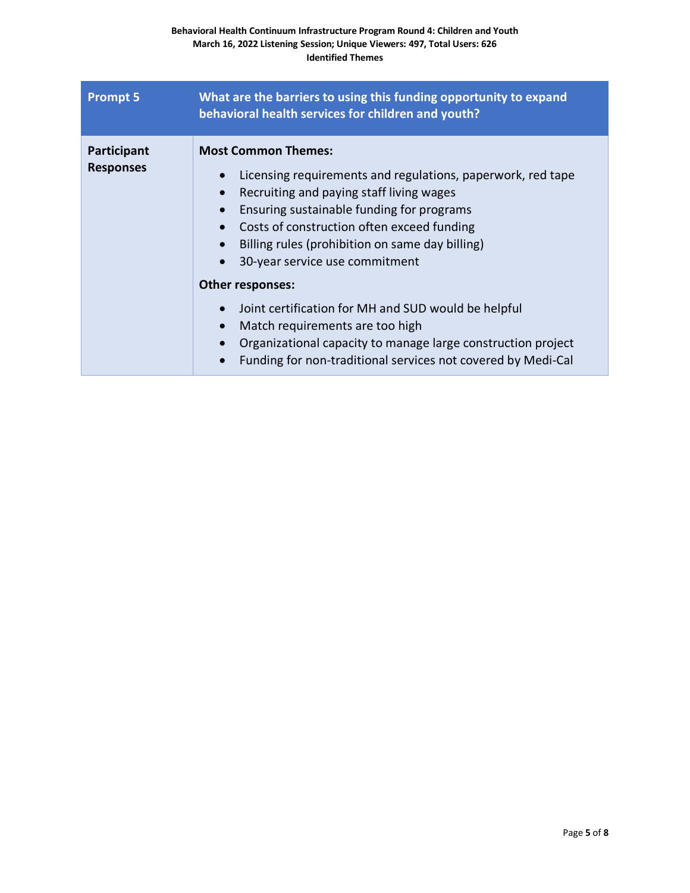| Prompt 5 | What are the barriers to using this funding opportunity to expand behavioral health services for children and youth? |
|---|---|
| **Participant Responses** | **Most Common Themes:**<br>• Licensing requirements and regulations, paperwork, red tape<br>• Recruiting and paying staff living wages<br>• Ensuring sustainable funding for programs<br>• Costs of construction often exceed funding<br>• Billing rules (prohibition on same day billing)<br>• 30-year service use commitment<br><br>**Other responses:**<br>• Joint certification for MH and SUD would be helpful<br>• Match requirements are too high<br>• Organizational capacity to manage large construction project<br>• Funding for non-traditional services not covered by Medi-Cal |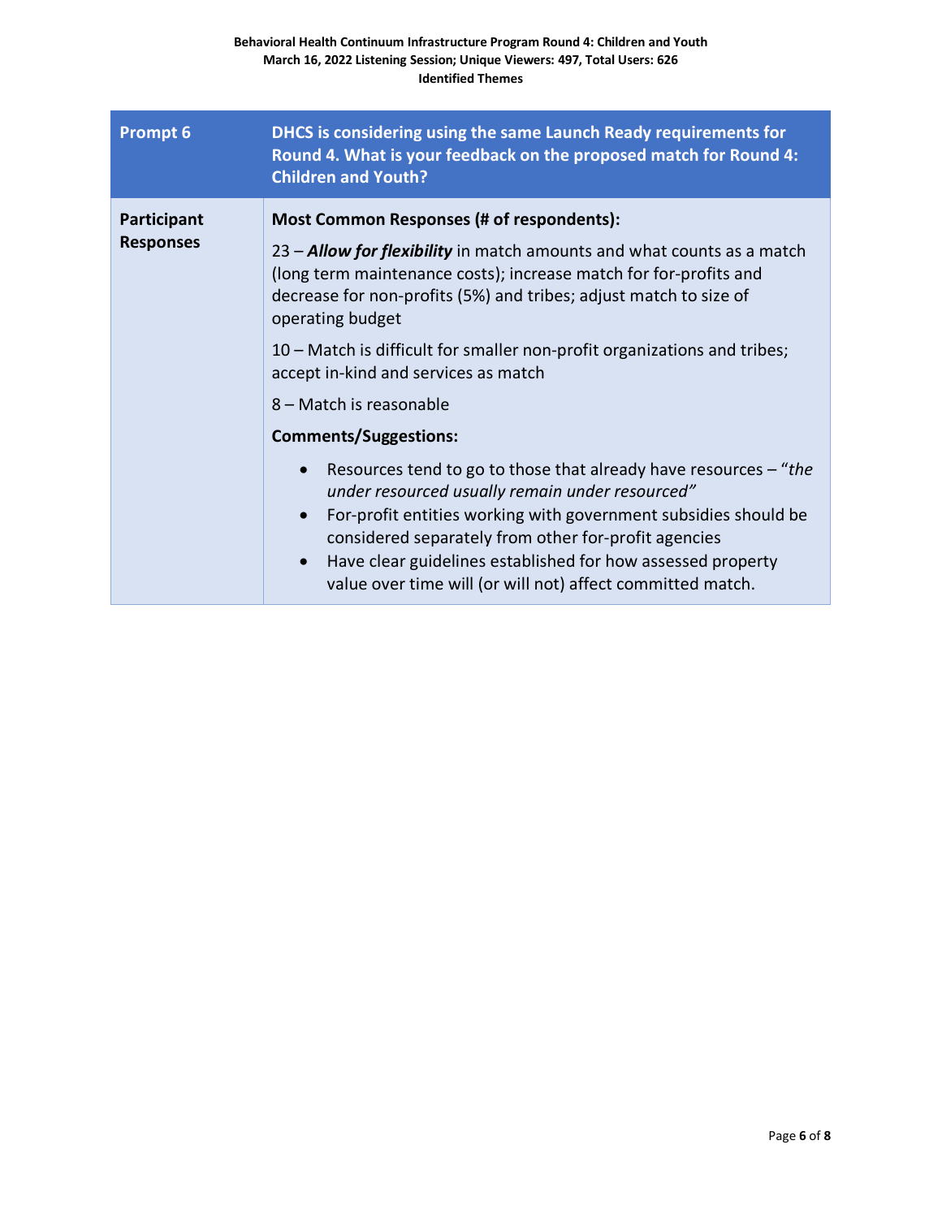| Prompt 6 | DHCS is considering using the same Launch Ready requirements for Round 4. What is your feedback on the proposed match for Round 4: Children and Youth? |
|---|---|
| **Participant Responses** | **Most Common Responses (# of respondents):**<br><br>23 – ***Allow for flexibility*** in match amounts and what counts as a match (long term maintenance costs); increase match for for-profits and decrease for non-profits (5%) and tribes; adjust match to size of operating budget<br><br>10 – Match is difficult for smaller non-profit organizations and tribes; accept in-kind and services as match<br><br>8 – Match is reasonable<br><br>**Comments/Suggestions:**<br><br>• Resources tend to go to those that already have resources – "*the under resourced usually remain under resourced"*<br>• For-profit entities working with government subsidies should be considered separately from other for-profit agencies<br>• Have clear guidelines established for how assessed property value over time will (or will not) affect committed match. |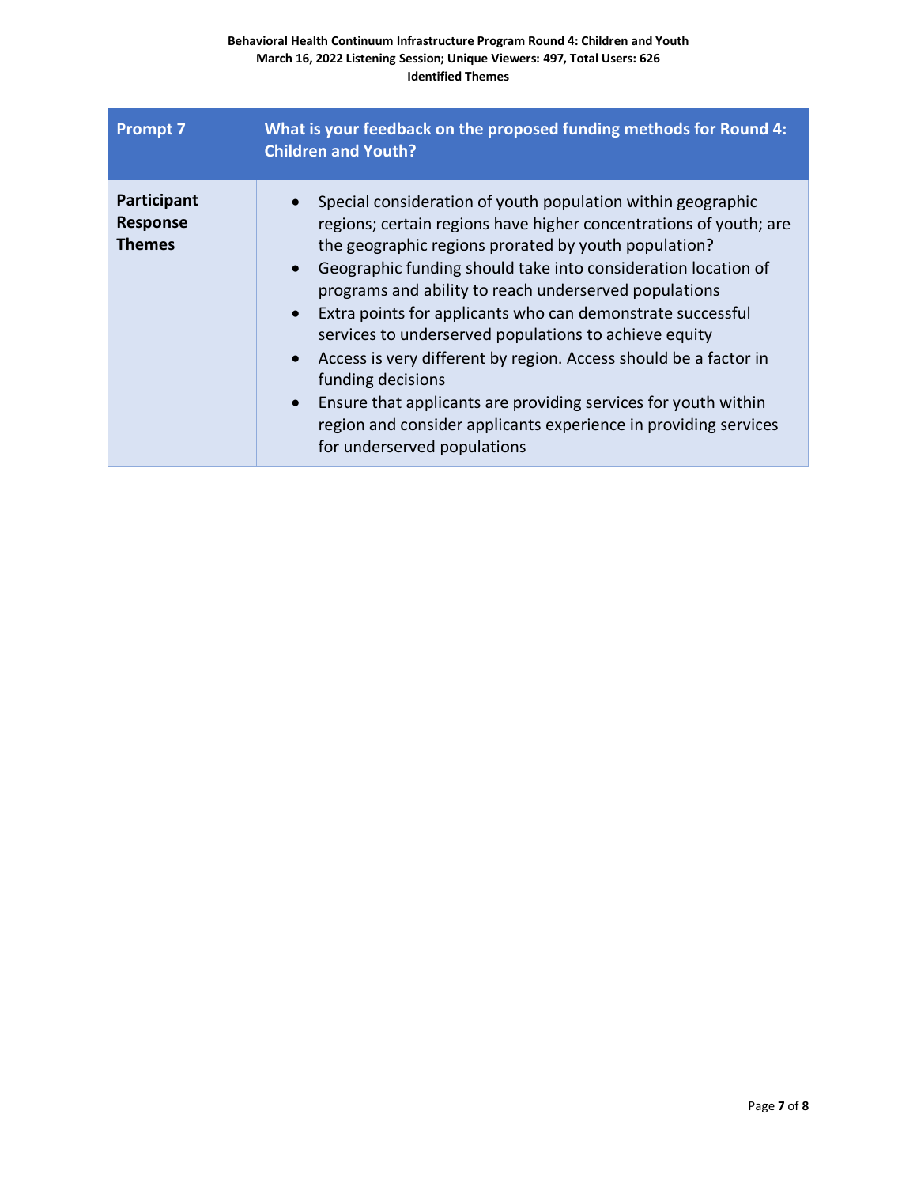| Prompt 7 | What is your feedback on the proposed funding methods for Round 4: Children and Youth? |
| --- | --- |
| **Participant Response Themes** | • Special consideration of youth population within geographic regions; certain regions have higher concentrations of youth; are the geographic regions prorated by youth population?<br>• Geographic funding should take into consideration location of programs and ability to reach underserved populations<br>• Extra points for applicants who can demonstrate successful services to underserved populations to achieve equity<br>• Access is very different by region. Access should be a factor in funding decisions<br>• Ensure that applicants are providing services for youth within region and consider applicants experience in providing services for underserved populations |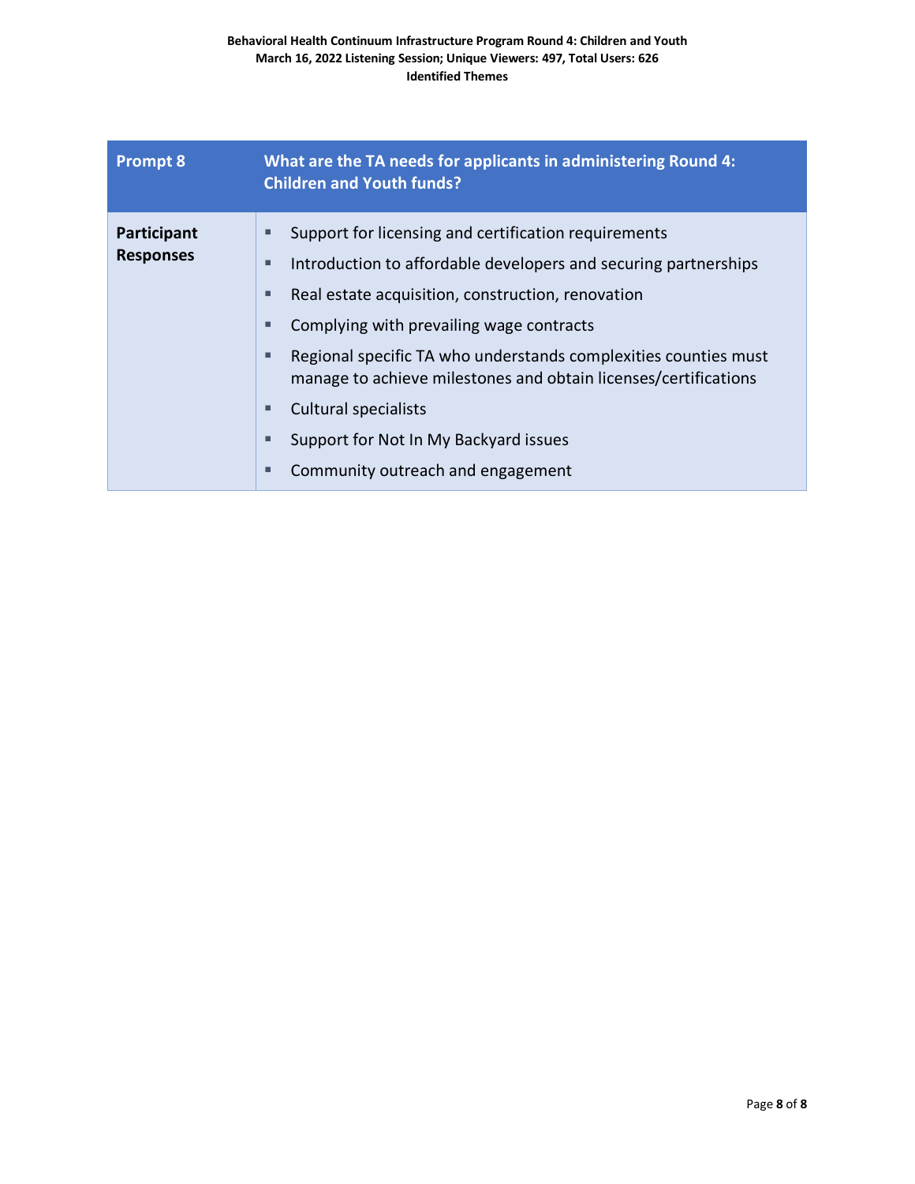| Prompt 8 | What are the TA needs for applicants in administering Round 4: Children and Youth funds? |
|---|---|
| **Participant Responses** | ▪ Support for licensing and certification requirements<br>▪ Introduction to affordable developers and securing partnerships<br>▪ Real estate acquisition, construction, renovation<br>▪ Complying with prevailing wage contracts<br>▪ Regional specific TA who understands complexities counties must manage to achieve milestones and obtain licenses/certifications<br>▪ Cultural specialists<br>▪ Support for Not In My Backyard issues<br>▪ Community outreach and engagement |